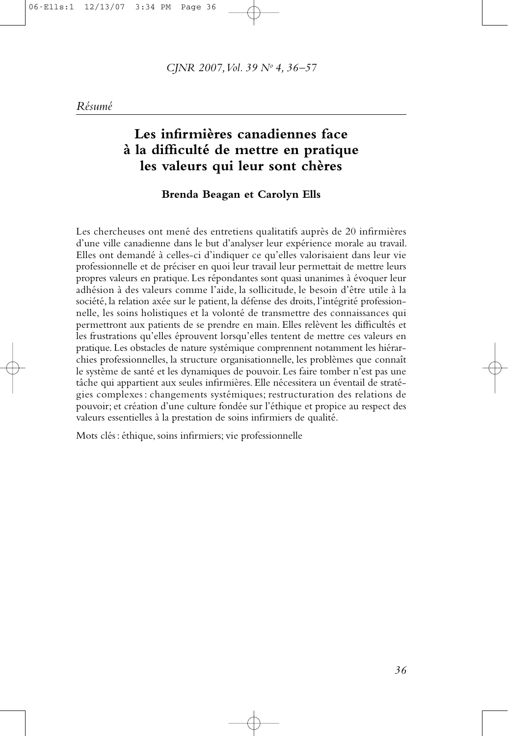*Résumé*

# Les infirmières canadiennes face à la difficulté de mettre en pratique les valeurs qui leur sont chères

**Brenda Beagan et Carolyn Ells**

Les chercheuses ont mené des entretiens qualitatifs auprès de 20 infirmières d'une ville canadienne dans le but d'analyser leur expérience morale au travail. Elles ont demandé à celles-ci d'indiquer ce qu'elles valorisaient dans leur vie professionnelle et de préciser en quoi leur travail leur permettait de mettre leurs propres valeurs en pratique. Les répondantes sont quasi unanimes à évoquer leur adhésion à des valeurs comme l'aide, la sollicitude, le besoin d'être utile à la société, la relation axée sur le patient, la défense des droits, l'intégrité professionnelle, les soins holistiques et la volonté de transmettre des connaissances qui permettront aux patients de se prendre en main. Elles relèvent les difficultés et les frustrations qu'elles éprouvent lorsqu'elles tentent de mettre ces valeurs en pratique. Les obstacles de nature systémique comprennent notamment les hiérarchies professionnelles, la structure organisationnelle, les problèmes que connaît le système de santé et les dynamiques de pouvoir. Les faire tomber n'est pas une tâche qui appartient aux seules infirmières. Elle nécessitera un éventail de stratégies complexes : changements systémiques; restructuration des relations de pouvoir; et création d'une culture fondée sur l'éthique et propice au respect des valeurs essentielles à la prestation de soins infirmiers de qualité.

Mots clés : éthique, soins infirmiers; vie professionnelle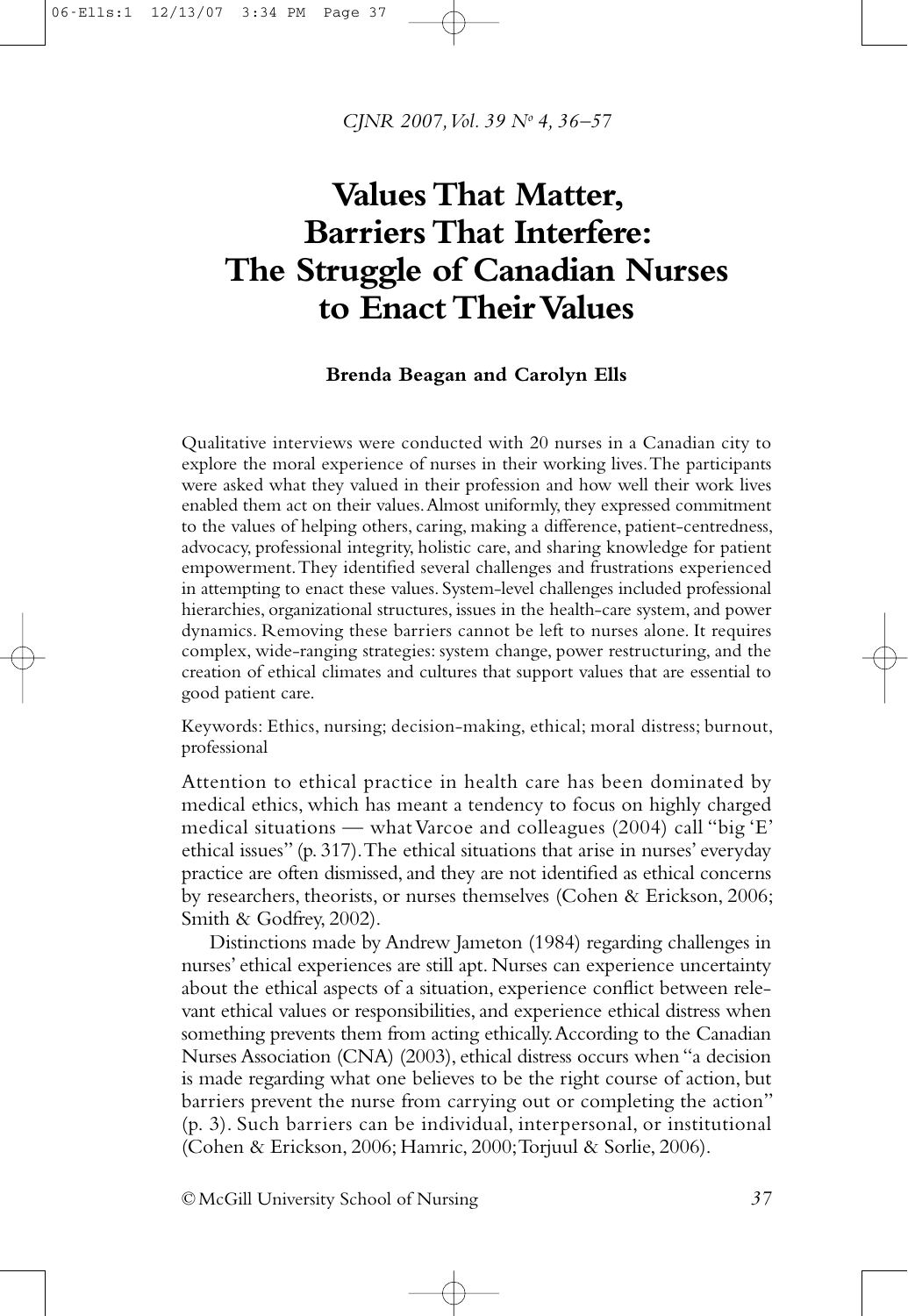# Values That Matter, Barriers That Interfere: The Struggle of Canadian Nurses to Enact Their Values

**Brenda Beagan and Carolyn Ells**

Qualitative interviews were conducted with 20 nurses in a Canadian city to explore the moral experience of nurses in their working lives. The participants were asked what they valued in their profession and how well their work lives enabled them act on their values. Almost uniformly, they expressed commitment to the values of helping others, caring, making a difference, patient-centredness, advocacy, professional integrity, holistic care, and sharing knowledge for patient empowerment. They identified several challenges and frustrations experienced in attempting to enact these values. System-level challenges included professional hierarchies, organizational structures, issues in the health-care system, and power dynamics. Removing these barriers cannot be left to nurses alone. It requires complex, wide-ranging strategies: system change, power restructuring, and the creation of ethical climates and cultures that support values that are essential to good patient care.

Keywords: Ethics, nursing; decision-making, ethical; moral distress; burnout, professional

Attention to ethical practice in health care has been dominated by medical ethics, which has meant a tendency to focus on highly charged medical situations — what Varcoe and colleagues (2004) call "big 'E' ethical issues" (p. 317). The ethical situations that arise in nurses' everyday practice are often dismissed, and they are not identified as ethical concerns by researchers, theorists, or nurses themselves (Cohen & Erickson, 2006; Smith & Godfrey, 2002).

Distinctions made by Andrew Jameton (1984) regarding challenges in nurses' ethical experiences are still apt. Nurses can experience uncertainty about the ethical aspects of a situation, experience conflict between relevant ethical values or responsibilities, and experience ethical distress when something prevents them from acting ethically. According to the Canadian Nurses Association (CNA) (2003), ethical distress occurs when "a decision is made regarding what one believes to be the right course of action, but barriers prevent the nurse from carrying out or completing the action" (p. 3). Such barriers can be individual, interpersonal, or institutional (Cohen & Erickson, 2006; Hamric, 2000; Torjuul & Sorlie, 2006).

© McGill University School of Nursing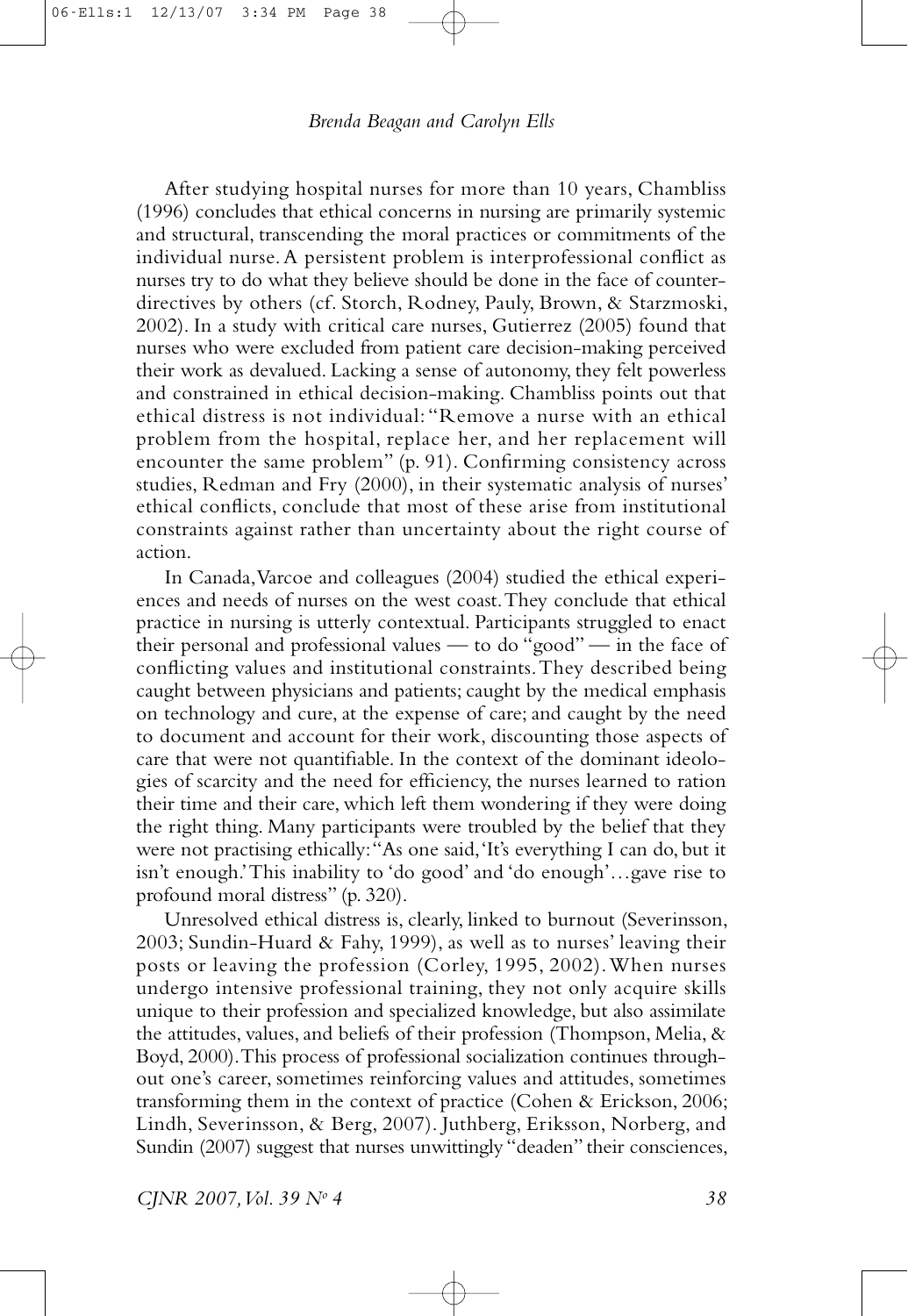After studying hospital nurses for more than 10 years, Chambliss (1996) concludes that ethical concerns in nursing are primarily systemic and structural, transcending the moral practices or commitments of the individual nurse. A persistent problem is interprofessional conflict as nurses try to do what they believe should be done in the face of counter-directives by others (cf. Storch, Rodney, Pauly, Brown, & Starzmoski, 2002). In a study with critical care nurses, Gutierrez (2005) found that nurses who were excluded from patient care decision-making perceived their work as devalued. Lacking a sense of autonomy, they felt powerless and constrained in ethical decision-making. Chambliss points out that ethical distress is not individual: "Remove a nurse with an ethical problem from the hospital, replace her, and her replacement will encounter the same problem" (p. 91). Confirming consistency across studies, Redman and Fry (2000), in their systematic analysis of nurses' ethical conflicts, conclude that most of these arise from institutional constraints against rather than uncertainty about the right course of action.

In Canada, Varcoe and colleagues (2004) studied the ethical experiences and needs of nurses on the west coast. They conclude that ethical practice in nursing is utterly contextual. Participants struggled to enact their personal and professional values — to do "good" — in the face of conflicting values and institutional constraints. They described being caught between physicians and patients; caught by the medical emphasis on technology and cure, at the expense of care; and caught by the need to document and account for their work, discounting those aspects of care that were not quantifiable. In the context of the dominant ideologies of scarcity and the need for efficiency, the nurses learned to ration their time and their care, which left them wondering if they were doing the right thing. Many participants were troubled by the belief that they were not practising ethically: "As one said, 'It's everything I can do, but it isn't enough.' This inability to 'do good' and 'do enough'...gave rise to profound moral distress" (p. 320).

Unresolved ethical distress is, clearly, linked to burnout (Severinsson, 2003; Sundin-Huard & Fahy, 1999), as well as to nurses' leaving their posts or leaving the profession (Corley, 1995, 2002). When nurses undergo intensive professional training, they not only acquire skills unique to their profession and specialized knowledge, but also assimilate the attitudes, values, and beliefs of their profession (Thompson, Melia, & Boyd, 2000). This process of professional socialization continues throughout one's career, sometimes reinforcing values and attitudes, sometimes transforming them in the context of practice (Cohen & Erickson, 2006; Lindh, Severinsson, & Berg, 2007). Juthberg, Eriksson, Norberg, and Sundin (2007) suggest that nurses unwittingly "deaden" their consciences,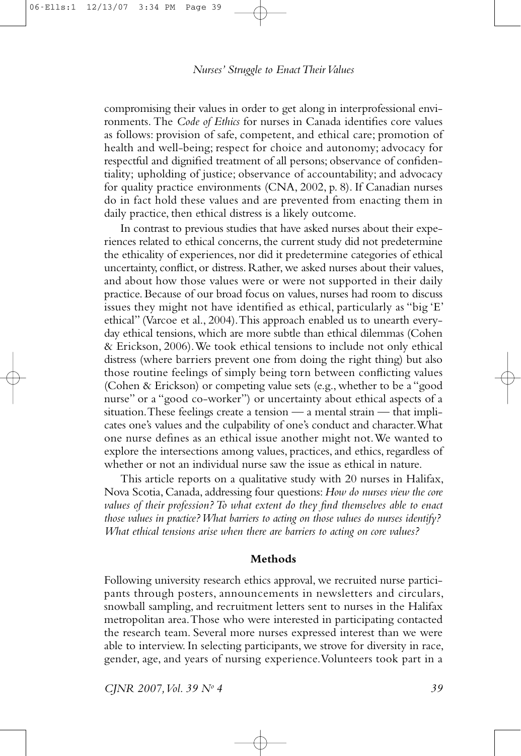compromising their values in order to get along in interprofessional environments. The *Code of Ethics* for nurses in Canada identifies core values as follows: provision of safe, competent, and ethical care; promotion of health and well-being; respect for choice and autonomy; advocacy for respectful and dignified treatment of all persons; observance of confidentiality; upholding of justice; observance of accountability; and advocacy for quality practice environments (CNA, 2002, p. 8). If Canadian nurses do in fact hold these values and are prevented from enacting them in daily practice, then ethical distress is a likely outcome.

In contrast to previous studies that have asked nurses about their experiences related to ethical concerns, the current study did not predetermine the ethicality of experiences, nor did it predetermine categories of ethical uncertainty, conflict, or distress. Rather, we asked nurses about their values, and about how those values were or were not supported in their daily practice. Because of our broad focus on values, nurses had room to discuss issues they might not have identified as ethical, particularly as "big 'E' ethical" (Varcoe et al., 2004). This approach enabled us to unearth everyday ethical tensions, which are more subtle than ethical dilemmas (Cohen & Erickson, 2006). We took ethical tensions to include not only ethical distress (where barriers prevent one from doing the right thing) but also those routine feelings of simply being torn between conflicting values (Cohen & Erickson) or competing value sets (e.g., whether to be a "good nurse" or a "good co-worker") or uncertainty about ethical aspects of a situation. These feelings create a tension — a mental strain — that implicates one's values and the culpability of one's conduct and character. What one nurse defines as an ethical issue another might not. We wanted to explore the intersections among values, practices, and ethics, regardless of whether or not an individual nurse saw the issue as ethical in nature.

This article reports on a qualitative study with 20 nurses in Halifax, Nova Scotia, Canada, addressing four questions: *How do nurses view the core values of their profession? To what extent do they find themselves able to enact those values in practice? What barriers to acting on those values do nurses identify? What ethical tensions arise when there are barriers to acting on core values?*

## Methods

Following university research ethics approval, we recruited nurse participants through posters, announcements in newsletters and circulars, snowball sampling, and recruitment letters sent to nurses in the Halifax metropolitan area. Those who were interested in participating contacted the research team. Several more nurses expressed interest than we were able to interview. In selecting participants, we strove for diversity in race, gender, age, and years of nursing experience. Volunteers took part in a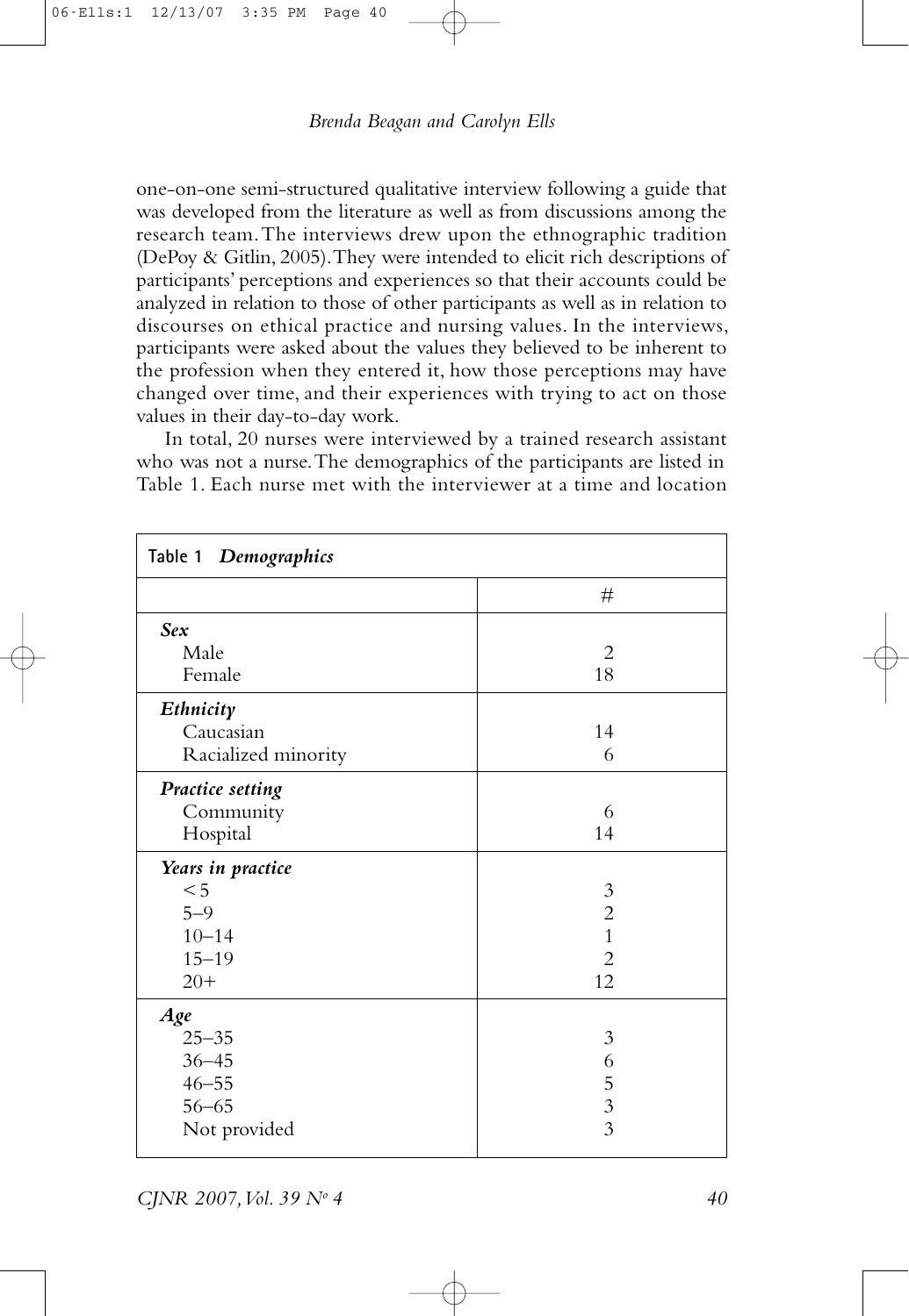one-on-one semi-structured qualitative interview following a guide that was developed from the literature as well as from discussions among the research team. The interviews drew upon the ethnographic tradition (DePoy & Gitlin, 2005). They were intended to elicit rich descriptions of participants' perceptions and experiences so that their accounts could be analyzed in relation to those of other participants as well as in relation to discourses on ethical practice and nursing values. In the interviews, participants were asked about the values they believed to be inherent to the profession when they entered it, how those perceptions may have changed over time, and their experiences with trying to act on those values in their day-to-day work.

In total, 20 nurses were interviewed by a trained research assistant who was not a nurse. The demographics of the participants are listed in Table 1. Each nurse met with the interviewer at a time and location

**Table 1** ***Demographics***

| | # |
|---|---|
| ***Sex*** | |
| Male | 2 |
| Female | 18 |
| ***Ethnicity*** | |
| Caucasian | 14 |
| Racialized minority | 6 |
| ***Practice setting*** | |
| Community | 6 |
| Hospital | 14 |
| ***Years in practice*** | |
| < 5 | 3 |
| 5–9 | 2 |
| 10–14 | 1 |
| 15–19 | 2 |
| 20+ | 12 |
| ***Age*** | |
| 25–35 | 3 |
| 36–45 | 6 |
| 46–55 | 5 |
| 56–65 | 3 |
| Not provided | 3 |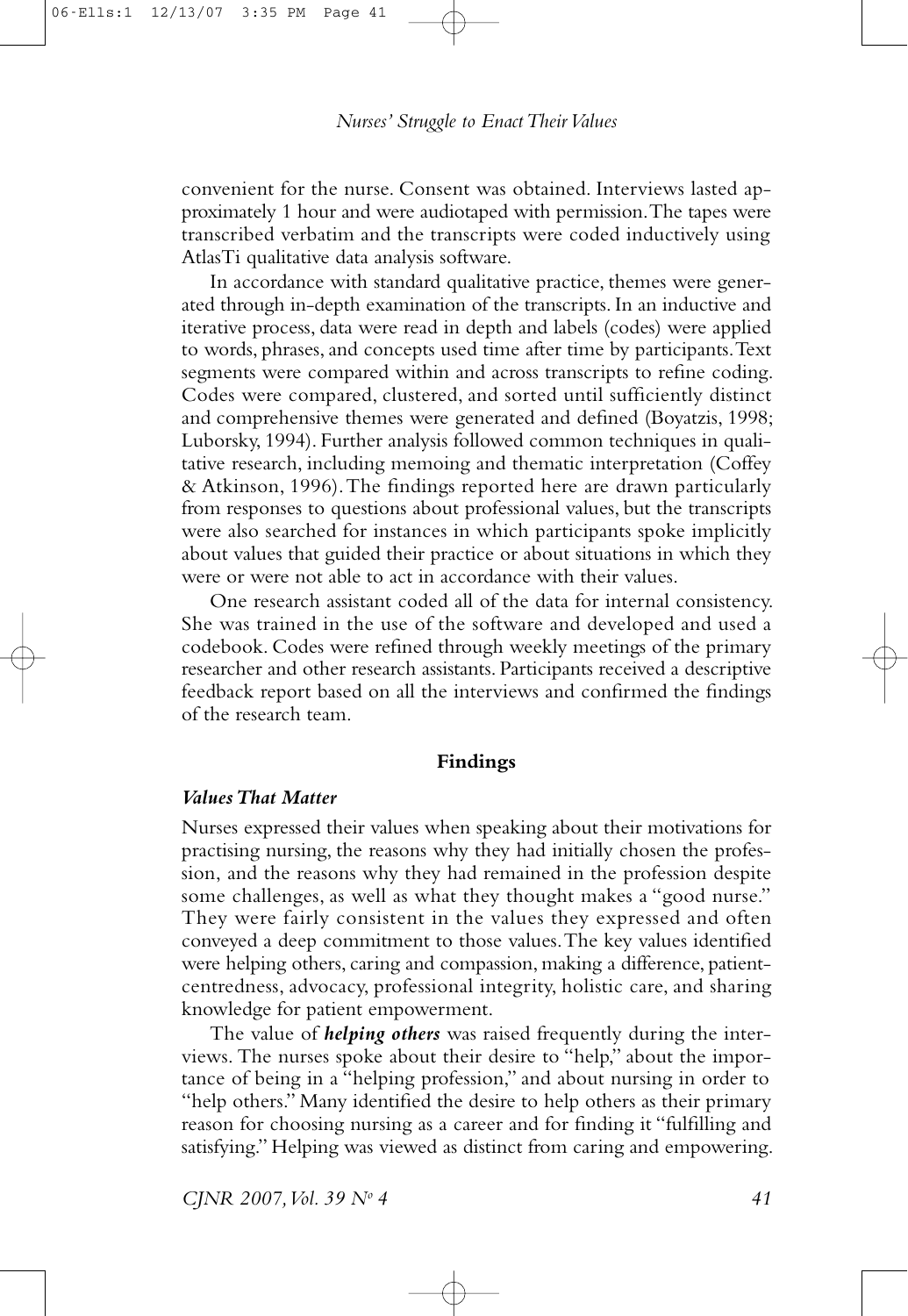convenient for the nurse. Consent was obtained. Interviews lasted approximately 1 hour and were audiotaped with permission. The tapes were transcribed verbatim and the transcripts were coded inductively using AtlasTi qualitative data analysis software.

In accordance with standard qualitative practice, themes were generated through in-depth examination of the transcripts. In an inductive and iterative process, data were read in depth and labels (codes) were applied to words, phrases, and concepts used time after time by participants. Text segments were compared within and across transcripts to refine coding. Codes were compared, clustered, and sorted until sufficiently distinct and comprehensive themes were generated and defined (Boyatzis, 1998; Luborsky, 1994). Further analysis followed common techniques in qualitative research, including memoing and thematic interpretation (Coffey & Atkinson, 1996). The findings reported here are drawn particularly from responses to questions about professional values, but the transcripts were also searched for instances in which participants spoke implicitly about values that guided their practice or about situations in which they were or were not able to act in accordance with their values.

One research assistant coded all of the data for internal consistency. She was trained in the use of the software and developed and used a codebook. Codes were refined through weekly meetings of the primary researcher and other research assistants. Participants received a descriptive feedback report based on all the interviews and confirmed the findings of the research team.

## Findings

### *Values That Matter*

Nurses expressed their values when speaking about their motivations for practising nursing, the reasons why they had initially chosen the profession, and the reasons why they had remained in the profession despite some challenges, as well as what they thought makes a "good nurse." They were fairly consistent in the values they expressed and often conveyed a deep commitment to those values. The key values identified were helping others, caring and compassion, making a difference, patient-centredness, advocacy, professional integrity, holistic care, and sharing knowledge for patient empowerment.

The value of ***helping others*** was raised frequently during the interviews. The nurses spoke about their desire to "help," about the importance of being in a "helping profession," and about nursing in order to "help others." Many identified the desire to help others as their primary reason for choosing nursing as a career and for finding it "fulfilling and satisfying." Helping was viewed as distinct from caring and empowering.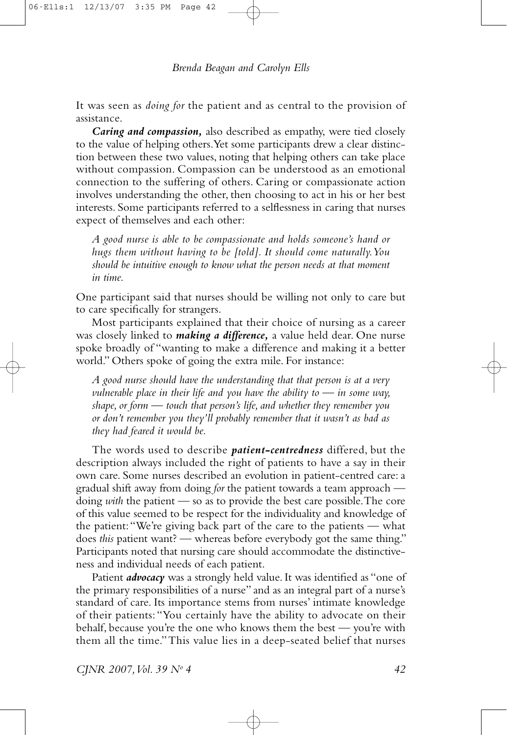It was seen as *doing for* the patient and as central to the provision of assistance.

***Caring and compassion,*** also described as empathy, were tied closely to the value of helping others. Yet some participants drew a clear distinction between these two values, noting that helping others can take place without compassion. Compassion can be understood as an emotional connection to the suffering of others. Caring or compassionate action involves understanding the other, then choosing to act in his or her best interests. Some participants referred to a selflessness in caring that nurses expect of themselves and each other:

> *A good nurse is able to be compassionate and holds someone's hand or hugs them without having to be [told]. It should come naturally. You should be intuitive enough to know what the person needs at that moment in time.*

One participant said that nurses should be willing not only to care but to care specifically for strangers.

Most participants explained that their choice of nursing as a career was closely linked to ***making a difference,*** a value held dear. One nurse spoke broadly of "wanting to make a difference and making it a better world." Others spoke of going the extra mile. For instance:

> *A good nurse should have the understanding that that person is at a very vulnerable place in their life and you have the ability to — in some way, shape, or form — touch that person's life, and whether they remember you or don't remember you they'll probably remember that it wasn't as bad as they had feared it would be.*

The words used to describe ***patient-centredness*** differed, but the description always included the right of patients to have a say in their own care. Some nurses described an evolution in patient-centred care: a gradual shift away from doing *for* the patient towards a team approach — doing *with* the patient — so as to provide the best care possible. The core of this value seemed to be respect for the individuality and knowledge of the patient: "We're giving back part of the care to the patients — what does *this* patient want? — whereas before everybody got the same thing." Participants noted that nursing care should accommodate the distinctiveness and individual needs of each patient.

Patient ***advocacy*** was a strongly held value. It was identified as "one of the primary responsibilities of a nurse" and as an integral part of a nurse's standard of care. Its importance stems from nurses' intimate knowledge of their patients: "You certainly have the ability to advocate on their behalf, because you're the one who knows them the best — you're with them all the time." This value lies in a deep-seated belief that nurses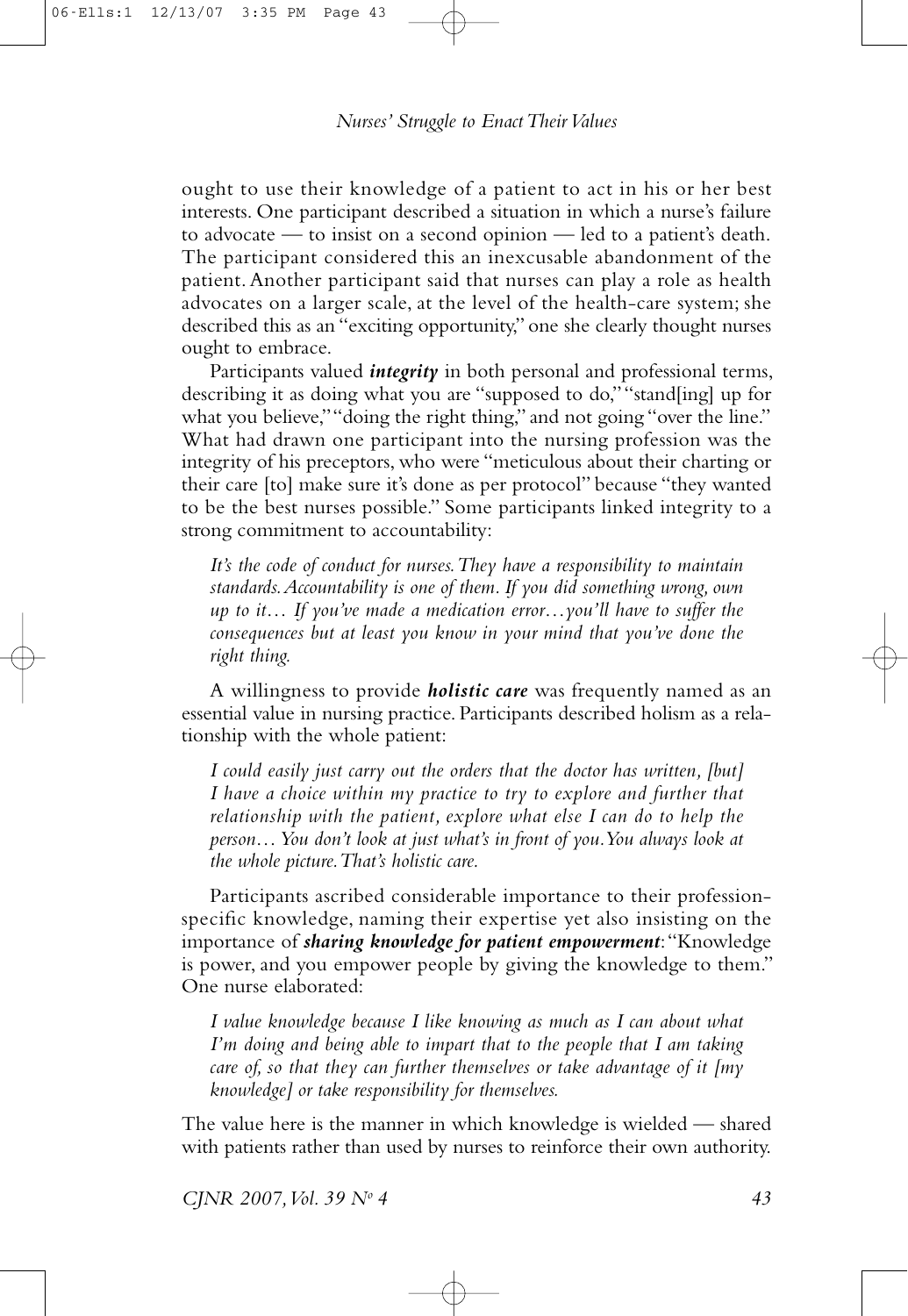ought to use their knowledge of a patient to act in his or her best interests. One participant described a situation in which a nurse's failure to advocate — to insist on a second opinion — led to a patient's death. The participant considered this an inexcusable abandonment of the patient. Another participant said that nurses can play a role as health advocates on a larger scale, at the level of the health-care system; she described this as an "exciting opportunity," one she clearly thought nurses ought to embrace.

Participants valued ***integrity*** in both personal and professional terms, describing it as doing what you are "supposed to do," "stand[ing] up for what you believe," "doing the right thing," and not going "over the line." What had drawn one participant into the nursing profession was the integrity of his preceptors, who were "meticulous about their charting or their care [to] make sure it's done as per protocol" because "they wanted to be the best nurses possible." Some participants linked integrity to a strong commitment to accountability:

> *It's the code of conduct for nurses. They have a responsibility to maintain standards. Accountability is one of them. If you did something wrong, own up to it… If you've made a medication error…you'll have to suffer the consequences but at least you know in your mind that you've done the right thing.*

A willingness to provide ***holistic care*** was frequently named as an essential value in nursing practice. Participants described holism as a relationship with the whole patient:

> *I could easily just carry out the orders that the doctor has written, [but] I have a choice within my practice to try to explore and further that relationship with the patient, explore what else I can do to help the person… You don't look at just what's in front of you. You always look at the whole picture. That's holistic care.*

Participants ascribed considerable importance to their profession-specific knowledge, naming their expertise yet also insisting on the importance of ***sharing knowledge for patient empowerment***: "Knowledge is power, and you empower people by giving the knowledge to them." One nurse elaborated:

> *I value knowledge because I like knowing as much as I can about what I'm doing and being able to impart that to the people that I am taking care of, so that they can further themselves or take advantage of it [my knowledge] or take responsibility for themselves.*

The value here is the manner in which knowledge is wielded — shared with patients rather than used by nurses to reinforce their own authority.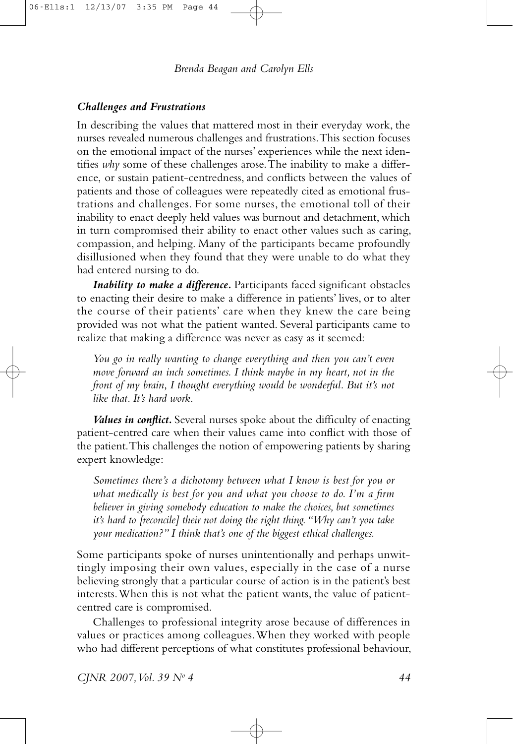### *Challenges and Frustrations*

In describing the values that mattered most in their everyday work, the nurses revealed numerous challenges and frustrations. This section focuses on the emotional impact of the nurses' experiences while the next identifies *why* some of these challenges arose. The inability to make a difference, or sustain patient-centredness, and conflicts between the values of patients and those of colleagues were repeatedly cited as emotional frustrations and challenges. For some nurses, the emotional toll of their inability to enact deeply held values was burnout and detachment, which in turn compromised their ability to enact other values such as caring, compassion, and helping. Many of the participants became profoundly disillusioned when they found that they were unable to do what they had entered nursing to do.

***Inability to make a difference.*** Participants faced significant obstacles to enacting their desire to make a difference in patients' lives, or to alter the course of their patients' care when they knew the care being provided was not what the patient wanted. Several participants came to realize that making a difference was never as easy as it seemed:

> *You go in really wanting to change everything and then you can't even move forward an inch sometimes. I think maybe in my heart, not in the front of my brain, I thought everything would be wonderful. But it's not like that. It's hard work.*

***Values in conflict.*** Several nurses spoke about the difficulty of enacting patient-centred care when their values came into conflict with those of the patient. This challenges the notion of empowering patients by sharing expert knowledge:

> *Sometimes there's a dichotomy between what I know is best for you or what medically is best for you and what you choose to do. I'm a firm believer in giving somebody education to make the choices, but sometimes it's hard to [reconcile] their not doing the right thing. "Why can't you take your medication?" I think that's one of the biggest ethical challenges.*

Some participants spoke of nurses unintentionally and perhaps unwittingly imposing their own values, especially in the case of a nurse believing strongly that a particular course of action is in the patient's best interests. When this is not what the patient wants, the value of patient-centred care is compromised.

Challenges to professional integrity arose because of differences in values or practices among colleagues. When they worked with people who had different perceptions of what constitutes professional behaviour,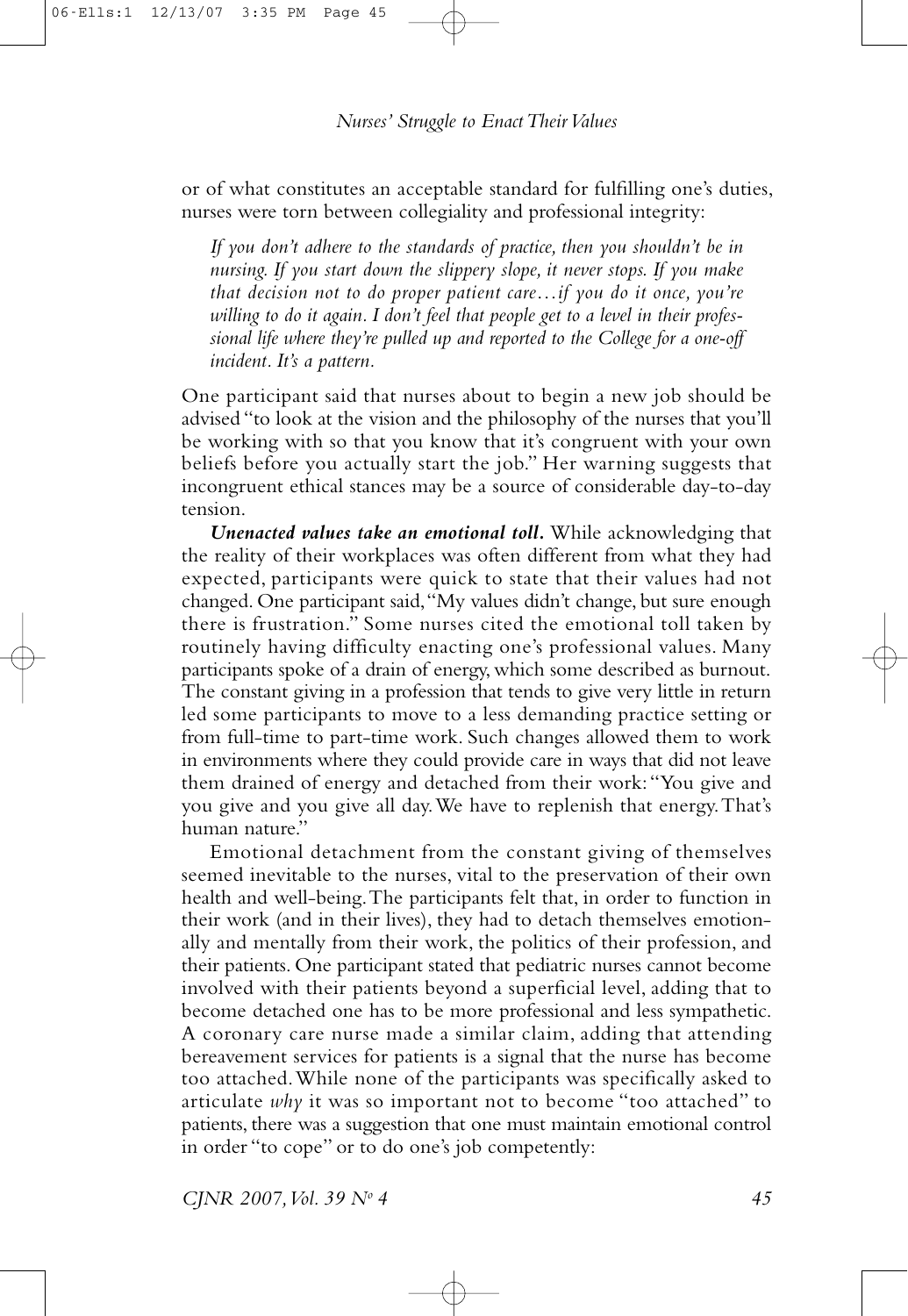or of what constitutes an acceptable standard for fulfilling one's duties, nurses were torn between collegiality and professional integrity:

> *If you don't adhere to the standards of practice, then you shouldn't be in nursing. If you start down the slippery slope, it never stops. If you make that decision not to do proper patient care…if you do it once, you're willing to do it again. I don't feel that people get to a level in their professional life where they're pulled up and reported to the College for a one-off incident. It's a pattern.*

One participant said that nurses about to begin a new job should be advised "to look at the vision and the philosophy of the nurses that you'll be working with so that you know that it's congruent with your own beliefs before you actually start the job." Her warning suggests that incongruent ethical stances may be a source of considerable day-to-day tension.

***Unenacted values take an emotional toll.*** While acknowledging that the reality of their workplaces was often different from what they had expected, participants were quick to state that their values had not changed. One participant said, "My values didn't change, but sure enough there is frustration." Some nurses cited the emotional toll taken by routinely having difficulty enacting one's professional values. Many participants spoke of a drain of energy, which some described as burnout. The constant giving in a profession that tends to give very little in return led some participants to move to a less demanding practice setting or from full-time to part-time work. Such changes allowed them to work in environments where they could provide care in ways that did not leave them drained of energy and detached from their work: "You give and you give and you give all day. We have to replenish that energy. That's human nature."

Emotional detachment from the constant giving of themselves seemed inevitable to the nurses, vital to the preservation of their own health and well-being. The participants felt that, in order to function in their work (and in their lives), they had to detach themselves emotionally and mentally from their work, the politics of their profession, and their patients. One participant stated that pediatric nurses cannot become involved with their patients beyond a superficial level, adding that to become detached one has to be more professional and less sympathetic. A coronary care nurse made a similar claim, adding that attending bereavement services for patients is a signal that the nurse has become too attached. While none of the participants was specifically asked to articulate *why* it was so important not to become "too attached" to patients, there was a suggestion that one must maintain emotional control in order "to cope" or to do one's job competently: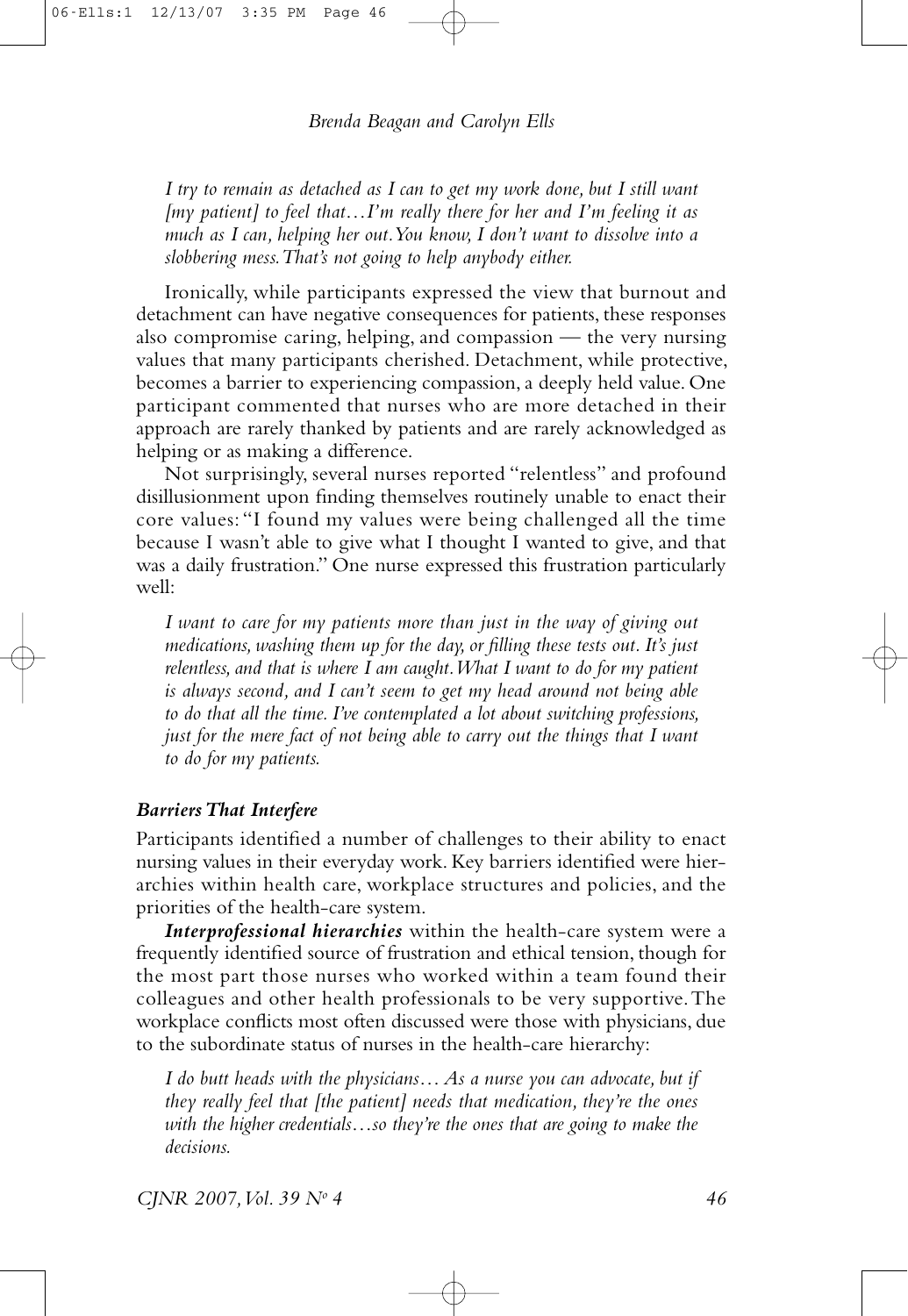*I try to remain as detached as I can to get my work done, but I still want [my patient] to feel that…I'm really there for her and I'm feeling it as much as I can, helping her out. You know, I don't want to dissolve into a slobbering mess. That's not going to help anybody either.*

Ironically, while participants expressed the view that burnout and detachment can have negative consequences for patients, these responses also compromise caring, helping, and compassion — the very nursing values that many participants cherished. Detachment, while protective, becomes a barrier to experiencing compassion, a deeply held value. One participant commented that nurses who are more detached in their approach are rarely thanked by patients and are rarely acknowledged as helping or as making a difference.

Not surprisingly, several nurses reported "relentless" and profound disillusionment upon finding themselves routinely unable to enact their core values: "I found my values were being challenged all the time because I wasn't able to give what I thought I wanted to give, and that was a daily frustration." One nurse expressed this frustration particularly well:

*I want to care for my patients more than just in the way of giving out medications, washing them up for the day, or filling these tests out. It's just relentless, and that is where I am caught. What I want to do for my patient is always second, and I can't seem to get my head around not being able to do that all the time. I've contemplated a lot about switching professions, just for the mere fact of not being able to carry out the things that I want to do for my patients.*

### *Barriers That Interfere*

Participants identified a number of challenges to their ability to enact nursing values in their everyday work. Key barriers identified were hierarchies within health care, workplace structures and policies, and the priorities of the health-care system.

***Interprofessional hierarchies*** within the health-care system were a frequently identified source of frustration and ethical tension, though for the most part those nurses who worked within a team found their colleagues and other health professionals to be very supportive. The workplace conflicts most often discussed were those with physicians, due to the subordinate status of nurses in the health-care hierarchy:

*I do butt heads with the physicians… As a nurse you can advocate, but if they really feel that [the patient] needs that medication, they're the ones with the higher credentials…so they're the ones that are going to make the decisions.*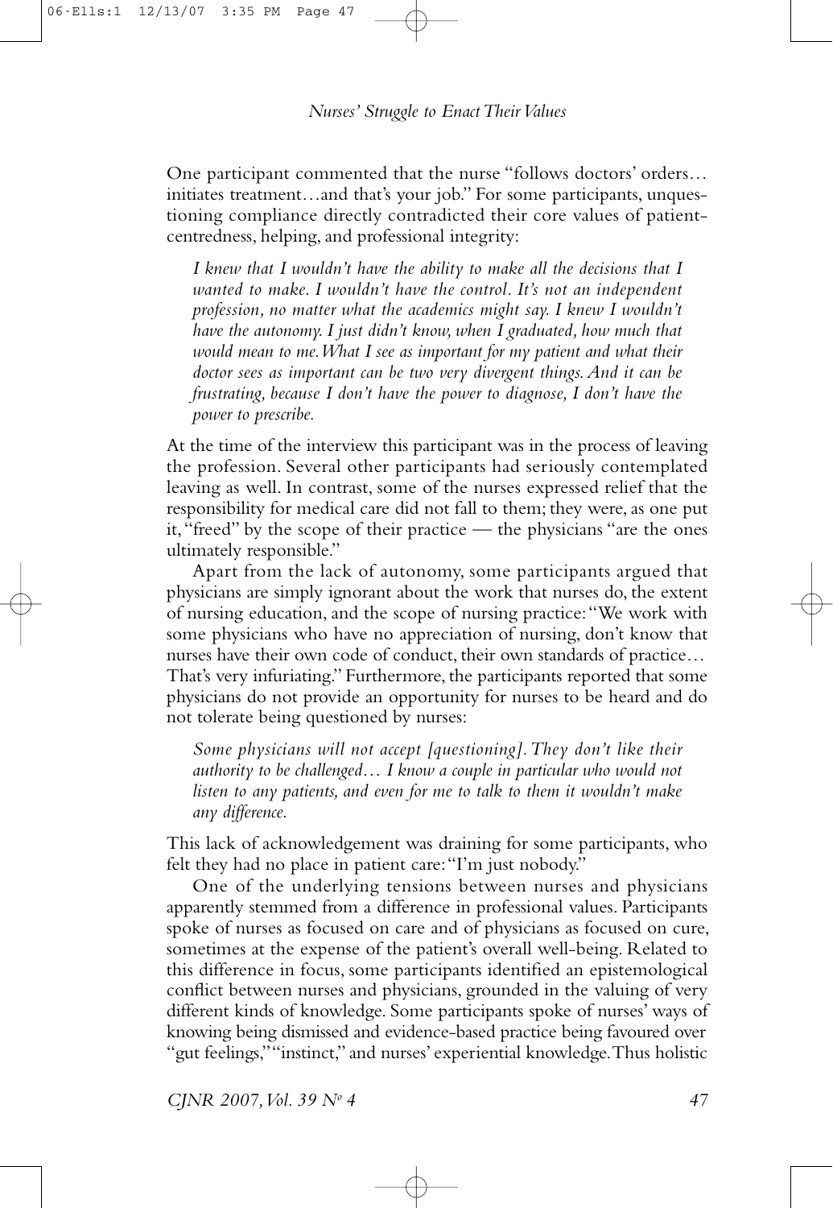One participant commented that the nurse "follows doctors' orders… initiates treatment…and that's your job." For some participants, unquestioning compliance directly contradicted their core values of patient-centredness, helping, and professional integrity:

> *I knew that I wouldn't have the ability to make all the decisions that I wanted to make. I wouldn't have the control. It's not an independent profession, no matter what the academics might say. I knew I wouldn't have the autonomy. I just didn't know, when I graduated, how much that would mean to me. What I see as important for my patient and what their doctor sees as important can be two very divergent things. And it can be frustrating, because I don't have the power to diagnose, I don't have the power to prescribe.*

At the time of the interview this participant was in the process of leaving the profession. Several other participants had seriously contemplated leaving as well. In contrast, some of the nurses expressed relief that the responsibility for medical care did not fall to them; they were, as one put it, "freed" by the scope of their practice — the physicians "are the ones ultimately responsible."

Apart from the lack of autonomy, some participants argued that physicians are simply ignorant about the work that nurses do, the extent of nursing education, and the scope of nursing practice: "We work with some physicians who have no appreciation of nursing, don't know that nurses have their own code of conduct, their own standards of practice… That's very infuriating." Furthermore, the participants reported that some physicians do not provide an opportunity for nurses to be heard and do not tolerate being questioned by nurses:

> *Some physicians will not accept [questioning]. They don't like their authority to be challenged… I know a couple in particular who would not listen to any patients, and even for me to talk to them it wouldn't make any difference.*

This lack of acknowledgement was draining for some participants, who felt they had no place in patient care: "I'm just nobody."

One of the underlying tensions between nurses and physicians apparently stemmed from a difference in professional values. Participants spoke of nurses as focused on care and of physicians as focused on cure, sometimes at the expense of the patient's overall well-being. Related to this difference in focus, some participants identified an epistemological conflict between nurses and physicians, grounded in the valuing of very different kinds of knowledge. Some participants spoke of nurses' ways of knowing being dismissed and evidence-based practice being favoured over "gut feelings," "instinct," and nurses' experiential knowledge. Thus holistic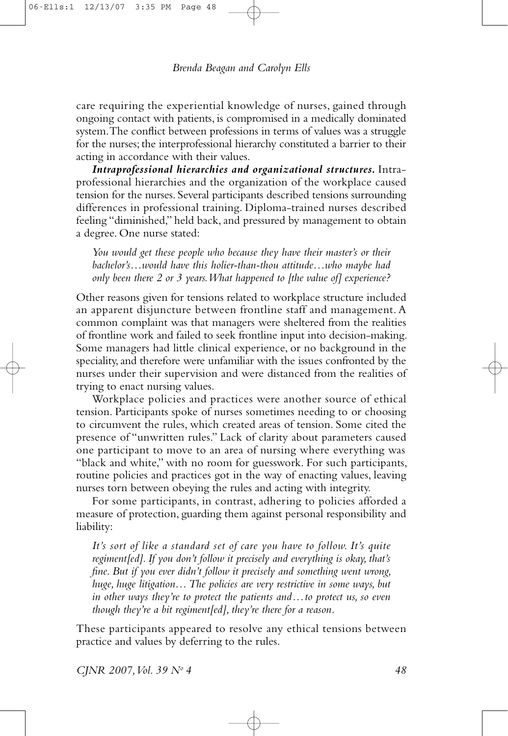care requiring the experiential knowledge of nurses, gained through ongoing contact with patients, is compromised in a medically dominated system. The conflict between professions in terms of values was a struggle for the nurses; the interprofessional hierarchy constituted a barrier to their acting in accordance with their values.

***Intraprofessional hierarchies and organizational structures.*** Intraprofessional hierarchies and the organization of the workplace caused tension for the nurses. Several participants described tensions surrounding differences in professional training. Diploma-trained nurses described feeling "diminished," held back, and pressured by management to obtain a degree. One nurse stated:

> *You would get these people who because they have their master's or their bachelor's…would have this holier-than-thou attitude…who maybe had only been there 2 or 3 years. What happened to [the value of] experience?*

Other reasons given for tensions related to workplace structure included an apparent disjuncture between frontline staff and management. A common complaint was that managers were sheltered from the realities of frontline work and failed to seek frontline input into decision-making. Some managers had little clinical experience, or no background in the speciality, and therefore were unfamiliar with the issues confronted by the nurses under their supervision and were distanced from the realities of trying to enact nursing values.

Workplace policies and practices were another source of ethical tension. Participants spoke of nurses sometimes needing to or choosing to circumvent the rules, which created areas of tension. Some cited the presence of "unwritten rules." Lack of clarity about parameters caused one participant to move to an area of nursing where everything was "black and white," with no room for guesswork. For such participants, routine policies and practices got in the way of enacting values, leaving nurses torn between obeying the rules and acting with integrity.

For some participants, in contrast, adhering to policies afforded a measure of protection, guarding them against personal responsibility and liability:

> *It's sort of like a standard set of care you have to follow. It's quite regiment[ed]. If you don't follow it precisely and everything is okay, that's fine. But if you ever didn't follow it precisely and something went wrong, huge, huge litigation… The policies are very restrictive in some ways, but in other ways they're to protect the patients and…to protect us, so even though they're a bit regiment[ed], they're there for a reason.*

These participants appeared to resolve any ethical tensions between practice and values by deferring to the rules.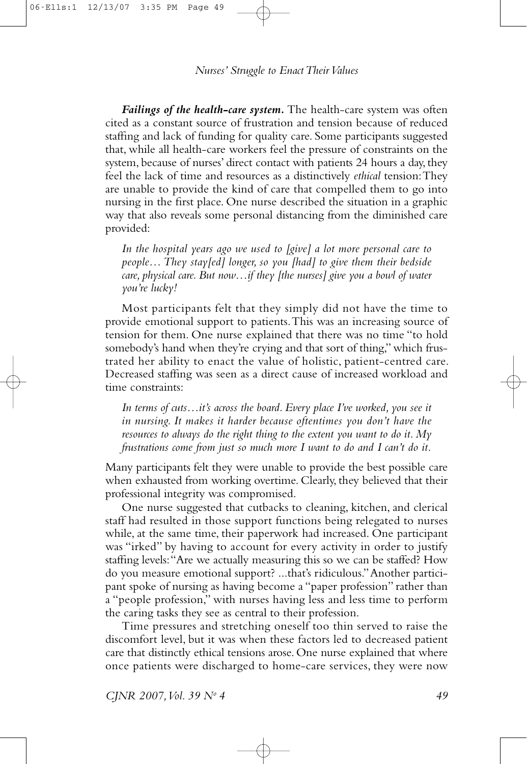***Failings of the health-care system.*** The health-care system was often cited as a constant source of frustration and tension because of reduced staffing and lack of funding for quality care. Some participants suggested that, while all health-care workers feel the pressure of constraints on the system, because of nurses' direct contact with patients 24 hours a day, they feel the lack of time and resources as a distinctively *ethical* tension: They are unable to provide the kind of care that compelled them to go into nursing in the first place. One nurse described the situation in a graphic way that also reveals some personal distancing from the diminished care provided:

> *In the hospital years ago we used to [give] a lot more personal care to people… They stay[ed] longer, so you [had] to give them their bedside care, physical care. But now…if they [the nurses] give you a bowl of water you're lucky!*

Most participants felt that they simply did not have the time to provide emotional support to patients. This was an increasing source of tension for them. One nurse explained that there was no time "to hold somebody's hand when they're crying and that sort of thing," which frustrated her ability to enact the value of holistic, patient-centred care. Decreased staffing was seen as a direct cause of increased workload and time constraints:

> *In terms of cuts…it's across the board. Every place I've worked, you see it in nursing. It makes it harder because oftentimes you don't have the resources to always do the right thing to the extent you want to do it. My frustrations come from just so much more I want to do and I can't do it.*

Many participants felt they were unable to provide the best possible care when exhausted from working overtime. Clearly, they believed that their professional integrity was compromised.

One nurse suggested that cutbacks to cleaning, kitchen, and clerical staff had resulted in those support functions being relegated to nurses while, at the same time, their paperwork had increased. One participant was "irked" by having to account for every activity in order to justify staffing levels: "Are we actually measuring this so we can be staffed? How do you measure emotional support? ...that's ridiculous." Another participant spoke of nursing as having become a "paper profession" rather than a "people profession," with nurses having less and less time to perform the caring tasks they see as central to their profession.

Time pressures and stretching oneself too thin served to raise the discomfort level, but it was when these factors led to decreased patient care that distinctly ethical tensions arose. One nurse explained that where once patients were discharged to home-care services, they were now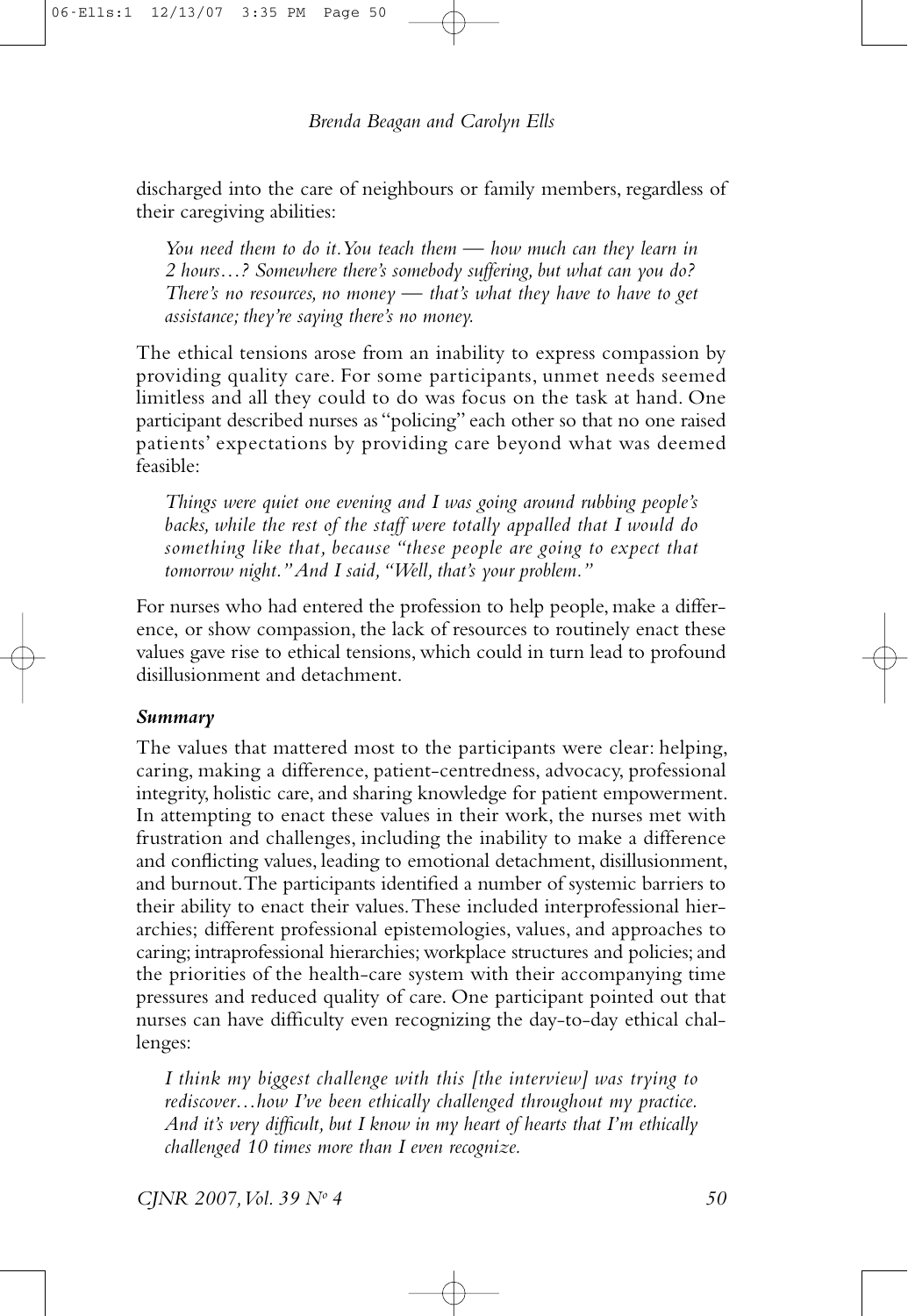discharged into the care of neighbours or family members, regardless of their caregiving abilities:

> *You need them to do it. You teach them — how much can they learn in 2 hours…? Somewhere there's somebody suffering, but what can you do? There's no resources, no money — that's what they have to have to get assistance; they're saying there's no money.*

The ethical tensions arose from an inability to express compassion by providing quality care. For some participants, unmet needs seemed limitless and all they could to do was focus on the task at hand. One participant described nurses as "policing" each other so that no one raised patients' expectations by providing care beyond what was deemed feasible:

> *Things were quiet one evening and I was going around rubbing people's backs, while the rest of the staff were totally appalled that I would do something like that, because "these people are going to expect that tomorrow night." And I said, "Well, that's your problem."*

For nurses who had entered the profession to help people, make a difference, or show compassion, the lack of resources to routinely enact these values gave rise to ethical tensions, which could in turn lead to profound disillusionment and detachment.

***Summary***

The values that mattered most to the participants were clear: helping, caring, making a difference, patient-centredness, advocacy, professional integrity, holistic care, and sharing knowledge for patient empowerment. In attempting to enact these values in their work, the nurses met with frustration and challenges, including the inability to make a difference and conflicting values, leading to emotional detachment, disillusionment, and burnout. The participants identified a number of systemic barriers to their ability to enact their values. These included interprofessional hierarchies; different professional epistemologies, values, and approaches to caring; intraprofessional hierarchies; workplace structures and policies; and the priorities of the health-care system with their accompanying time pressures and reduced quality of care. One participant pointed out that nurses can have difficulty even recognizing the day-to-day ethical challenges:

> *I think my biggest challenge with this [the interview] was trying to rediscover…how I've been ethically challenged throughout my practice. And it's very difficult, but I know in my heart of hearts that I'm ethically challenged 10 times more than I even recognize.*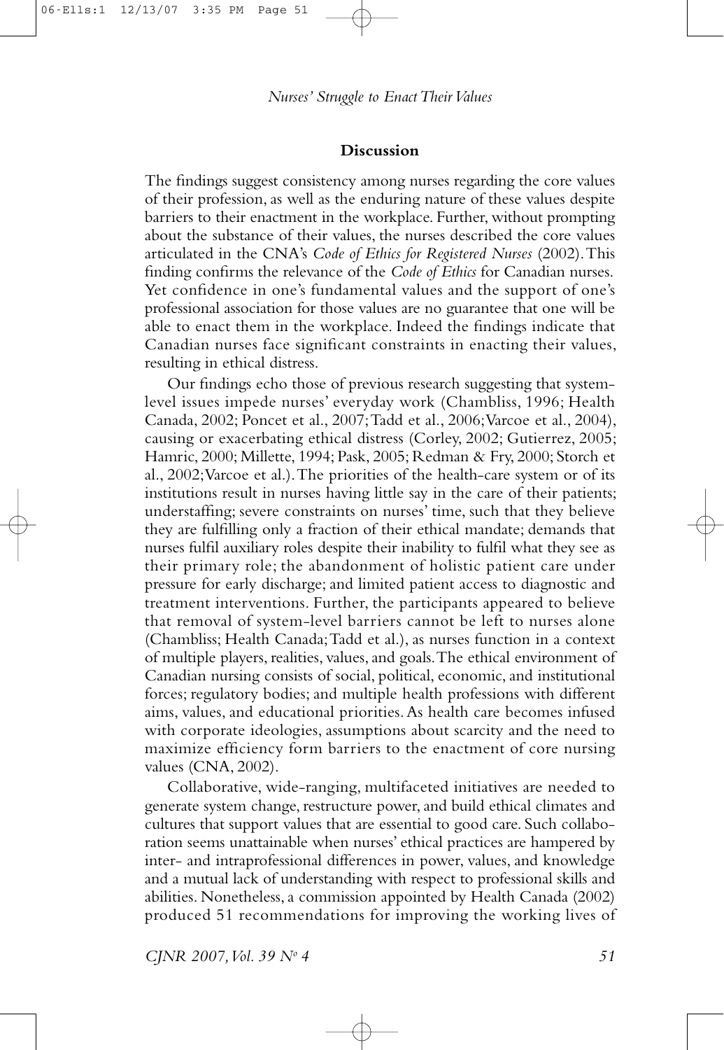## Discussion

The findings suggest consistency among nurses regarding the core values of their profession, as well as the enduring nature of these values despite barriers to their enactment in the workplace. Further, without prompting about the substance of their values, the nurses described the core values articulated in the CNA's *Code of Ethics for Registered Nurses* (2002). This finding confirms the relevance of the *Code of Ethics* for Canadian nurses. Yet confidence in one's fundamental values and the support of one's professional association for those values are no guarantee that one will be able to enact them in the workplace. Indeed the findings indicate that Canadian nurses face significant constraints in enacting their values, resulting in ethical distress.

Our findings echo those of previous research suggesting that system-level issues impede nurses' everyday work (Chambliss, 1996; Health Canada, 2002; Poncet et al., 2007; Tadd et al., 2006; Varcoe et al., 2004), causing or exacerbating ethical distress (Corley, 2002; Gutierrez, 2005; Hamric, 2000; Millette, 1994; Pask, 2005; Redman & Fry, 2000; Storch et al., 2002; Varcoe et al.). The priorities of the health-care system or of its institutions result in nurses having little say in the care of their patients; understaffing; severe constraints on nurses' time, such that they believe they are fulfilling only a fraction of their ethical mandate; demands that nurses fulfil auxiliary roles despite their inability to fulfil what they see as their primary role; the abandonment of holistic patient care under pressure for early discharge; and limited patient access to diagnostic and treatment interventions. Further, the participants appeared to believe that removal of system-level barriers cannot be left to nurses alone (Chambliss; Health Canada; Tadd et al.), as nurses function in a context of multiple players, realities, values, and goals. The ethical environment of Canadian nursing consists of social, political, economic, and institutional forces; regulatory bodies; and multiple health professions with different aims, values, and educational priorities. As health care becomes infused with corporate ideologies, assumptions about scarcity and the need to maximize efficiency form barriers to the enactment of core nursing values (CNA, 2002).

Collaborative, wide-ranging, multifaceted initiatives are needed to generate system change, restructure power, and build ethical climates and cultures that support values that are essential to good care. Such collaboration seems unattainable when nurses' ethical practices are hampered by inter- and intraprofessional differences in power, values, and knowledge and a mutual lack of understanding with respect to professional skills and abilities. Nonetheless, a commission appointed by Health Canada (2002) produced 51 recommendations for improving the working lives of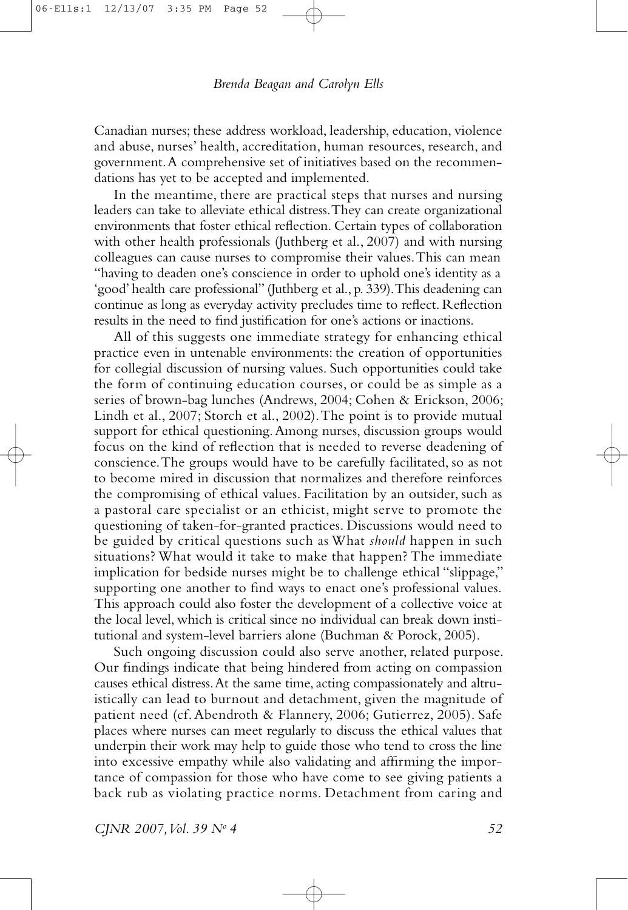Canadian nurses; these address workload, leadership, education, violence and abuse, nurses' health, accreditation, human resources, research, and government. A comprehensive set of initiatives based on the recommendations has yet to be accepted and implemented.

In the meantime, there are practical steps that nurses and nursing leaders can take to alleviate ethical distress. They can create organizational environments that foster ethical reflection. Certain types of collaboration with other health professionals (Juthberg et al., 2007) and with nursing colleagues can cause nurses to compromise their values. This can mean "having to deaden one's conscience in order to uphold one's identity as a 'good' health care professional" (Juthberg et al., p. 339). This deadening can continue as long as everyday activity precludes time to reflect. Reflection results in the need to find justification for one's actions or inactions.

All of this suggests one immediate strategy for enhancing ethical practice even in untenable environments: the creation of opportunities for collegial discussion of nursing values. Such opportunities could take the form of continuing education courses, or could be as simple as a series of brown-bag lunches (Andrews, 2004; Cohen & Erickson, 2006; Lindh et al., 2007; Storch et al., 2002). The point is to provide mutual support for ethical questioning. Among nurses, discussion groups would focus on the kind of reflection that is needed to reverse deadening of conscience. The groups would have to be carefully facilitated, so as not to become mired in discussion that normalizes and therefore reinforces the compromising of ethical values. Facilitation by an outsider, such as a pastoral care specialist or an ethicist, might serve to promote the questioning of taken-for-granted practices. Discussions would need to be guided by critical questions such as What *should* happen in such situations? What would it take to make that happen? The immediate implication for bedside nurses might be to challenge ethical "slippage," supporting one another to find ways to enact one's professional values. This approach could also foster the development of a collective voice at the local level, which is critical since no individual can break down institutional and system-level barriers alone (Buchman & Porock, 2005).

Such ongoing discussion could also serve another, related purpose. Our findings indicate that being hindered from acting on compassion causes ethical distress. At the same time, acting compassionately and altruistically can lead to burnout and detachment, given the magnitude of patient need (cf. Abendroth & Flannery, 2006; Gutierrez, 2005). Safe places where nurses can meet regularly to discuss the ethical values that underpin their work may help to guide those who tend to cross the line into excessive empathy while also validating and affirming the importance of compassion for those who have come to see giving patients a back rub as violating practice norms. Detachment from caring and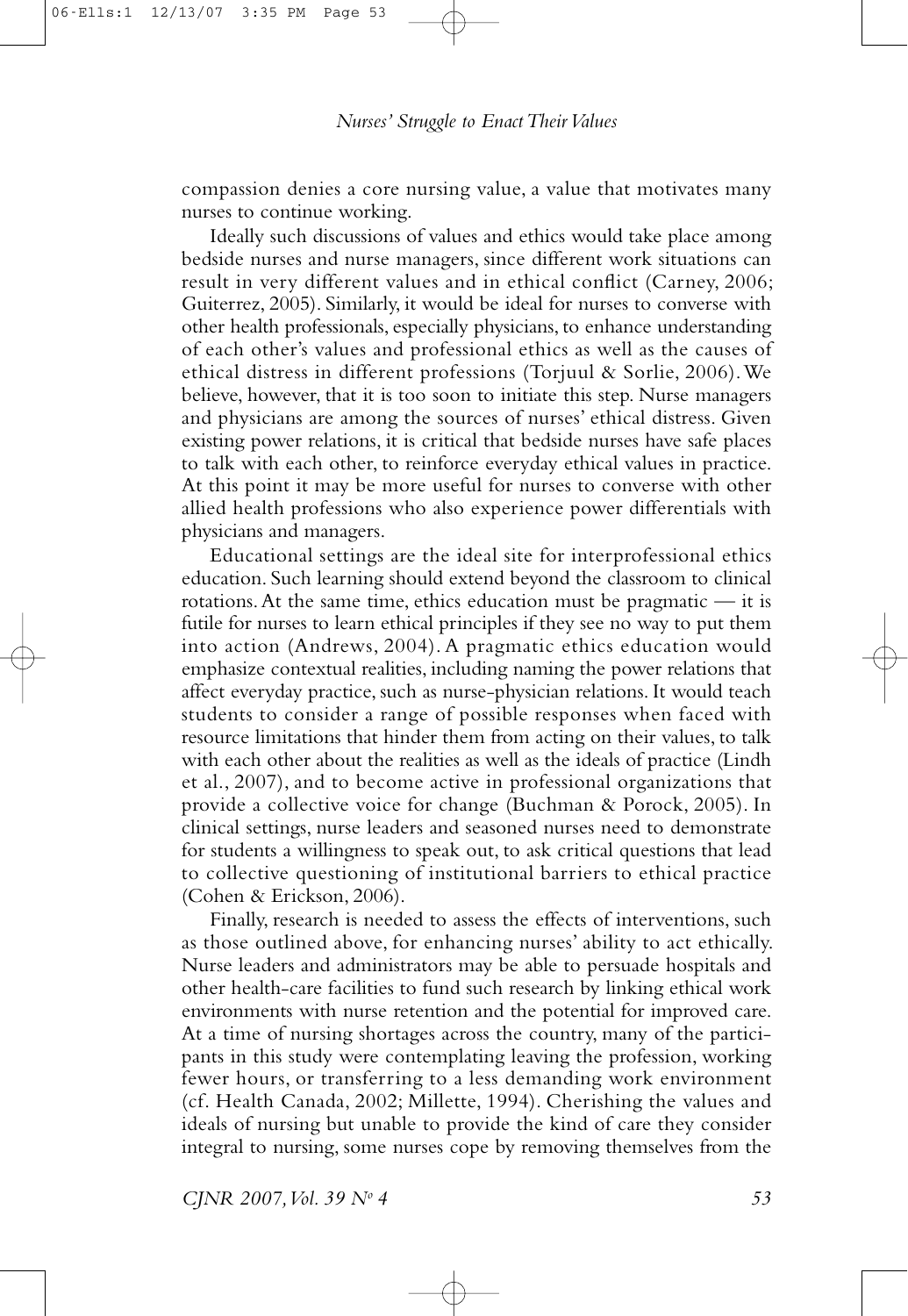compassion denies a core nursing value, a value that motivates many nurses to continue working.

Ideally such discussions of values and ethics would take place among bedside nurses and nurse managers, since different work situations can result in very different values and in ethical conflict (Carney, 2006; Guiterrez, 2005). Similarly, it would be ideal for nurses to converse with other health professionals, especially physicians, to enhance understanding of each other's values and professional ethics as well as the causes of ethical distress in different professions (Torjuul & Sorlie, 2006). We believe, however, that it is too soon to initiate this step. Nurse managers and physicians are among the sources of nurses' ethical distress. Given existing power relations, it is critical that bedside nurses have safe places to talk with each other, to reinforce everyday ethical values in practice. At this point it may be more useful for nurses to converse with other allied health professions who also experience power differentials with physicians and managers.

Educational settings are the ideal site for interprofessional ethics education. Such learning should extend beyond the classroom to clinical rotations. At the same time, ethics education must be pragmatic — it is futile for nurses to learn ethical principles if they see no way to put them into action (Andrews, 2004). A pragmatic ethics education would emphasize contextual realities, including naming the power relations that affect everyday practice, such as nurse-physician relations. It would teach students to consider a range of possible responses when faced with resource limitations that hinder them from acting on their values, to talk with each other about the realities as well as the ideals of practice (Lindh et al., 2007), and to become active in professional organizations that provide a collective voice for change (Buchman & Porock, 2005). In clinical settings, nurse leaders and seasoned nurses need to demonstrate for students a willingness to speak out, to ask critical questions that lead to collective questioning of institutional barriers to ethical practice (Cohen & Erickson, 2006).

Finally, research is needed to assess the effects of interventions, such as those outlined above, for enhancing nurses' ability to act ethically. Nurse leaders and administrators may be able to persuade hospitals and other health-care facilities to fund such research by linking ethical work environments with nurse retention and the potential for improved care. At a time of nursing shortages across the country, many of the participants in this study were contemplating leaving the profession, working fewer hours, or transferring to a less demanding work environment (cf. Health Canada, 2002; Millette, 1994). Cherishing the values and ideals of nursing but unable to provide the kind of care they consider integral to nursing, some nurses cope by removing themselves from the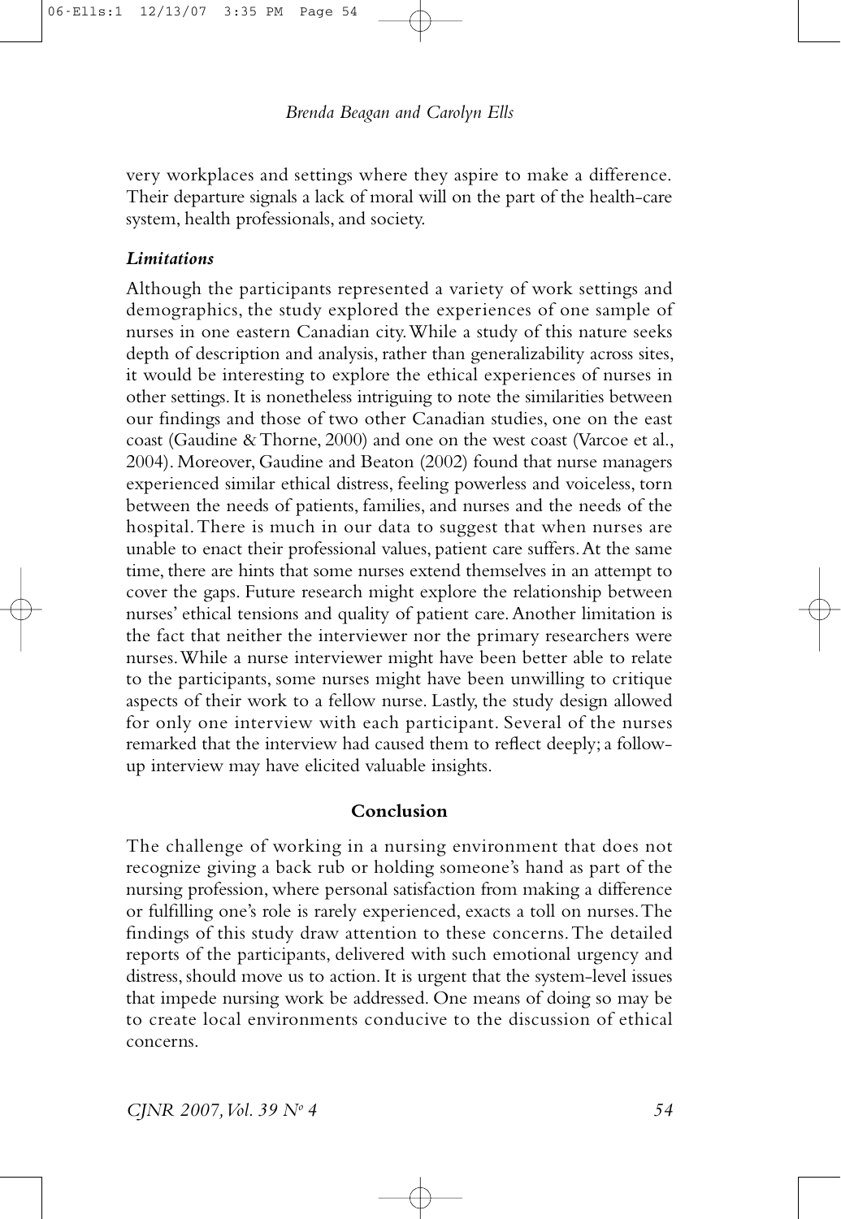very workplaces and settings where they aspire to make a difference. Their departure signals a lack of moral will on the part of the health-care system, health professionals, and society.

### *Limitations*

Although the participants represented a variety of work settings and demographics, the study explored the experiences of one sample of nurses in one eastern Canadian city. While a study of this nature seeks depth of description and analysis, rather than generalizability across sites, it would be interesting to explore the ethical experiences of nurses in other settings. It is nonetheless intriguing to note the similarities between our findings and those of two other Canadian studies, one on the east coast (Gaudine & Thorne, 2000) and one on the west coast (Varcoe et al., 2004). Moreover, Gaudine and Beaton (2002) found that nurse managers experienced similar ethical distress, feeling powerless and voiceless, torn between the needs of patients, families, and nurses and the needs of the hospital. There is much in our data to suggest that when nurses are unable to enact their professional values, patient care suffers. At the same time, there are hints that some nurses extend themselves in an attempt to cover the gaps. Future research might explore the relationship between nurses' ethical tensions and quality of patient care. Another limitation is the fact that neither the interviewer nor the primary researchers were nurses. While a nurse interviewer might have been better able to relate to the participants, some nurses might have been unwilling to critique aspects of their work to a fellow nurse. Lastly, the study design allowed for only one interview with each participant. Several of the nurses remarked that the interview had caused them to reflect deeply; a follow-up interview may have elicited valuable insights.

## Conclusion

The challenge of working in a nursing environment that does not recognize giving a back rub or holding someone's hand as part of the nursing profession, where personal satisfaction from making a difference or fulfilling one's role is rarely experienced, exacts a toll on nurses. The findings of this study draw attention to these concerns. The detailed reports of the participants, delivered with such emotional urgency and distress, should move us to action. It is urgent that the system-level issues that impede nursing work be addressed. One means of doing so may be to create local environments conducive to the discussion of ethical concerns.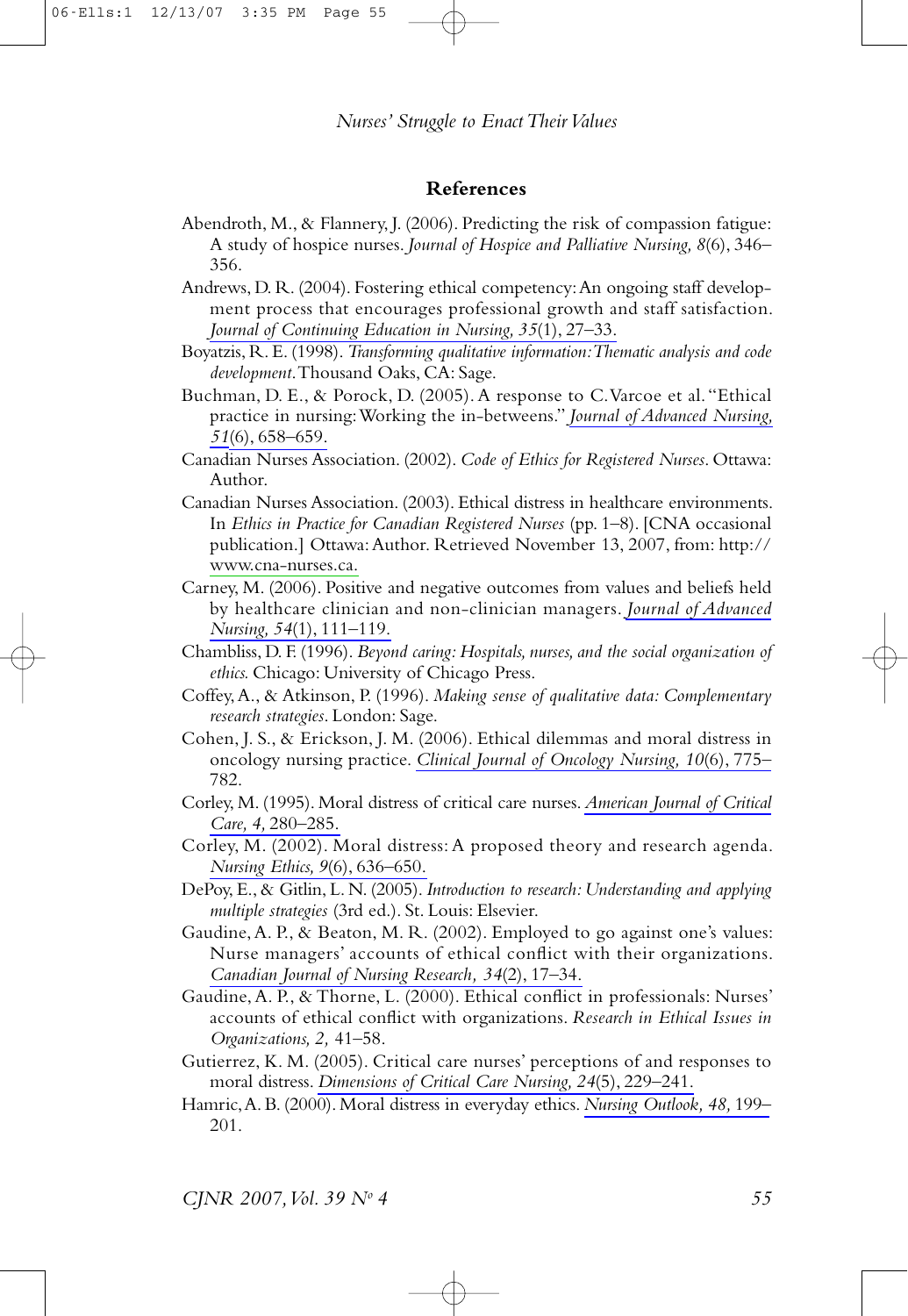## References

Abendroth, M., & Flannery, J. (2006). Predicting the risk of compassion fatigue: A study of hospice nurses. *Journal of Hospice and Palliative Nursing, 8*(6), 346–356.

Andrews, D. R. (2004). Fostering ethical competency: An ongoing staff development process that encourages professional growth and staff satisfaction. *Journal of Continuing Education in Nursing, 35*(1), 27–33.

Boyatzis, R. E. (1998). *Transforming qualitative information: Thematic analysis and code development*. Thousand Oaks, CA: Sage.

Buchman, D. E., & Porock, D. (2005). A response to C. Varcoe et al. "Ethical practice in nursing: Working the in-betweens." *Journal of Advanced Nursing, 51*(6), 658–659.

Canadian Nurses Association. (2002). *Code of Ethics for Registered Nurses*. Ottawa: Author.

Canadian Nurses Association. (2003). Ethical distress in healthcare environments. In *Ethics in Practice for Canadian Registered Nurses* (pp. 1–8). [CNA occasional publication.] Ottawa: Author. Retrieved November 13, 2007, from: http://www.cna-nurses.ca.

Carney, M. (2006). Positive and negative outcomes from values and beliefs held by healthcare clinician and non-clinician managers. *Journal of Advanced Nursing, 54*(1), 111–119.

Chambliss, D. F. (1996). *Beyond caring: Hospitals, nurses, and the social organization of ethics.* Chicago: University of Chicago Press.

Coffey, A., & Atkinson, P. (1996). *Making sense of qualitative data: Complementary research strategies*. London: Sage.

Cohen, J. S., & Erickson, J. M. (2006). Ethical dilemmas and moral distress in oncology nursing practice. *Clinical Journal of Oncology Nursing, 10*(6), 775–782.

Corley, M. (1995). Moral distress of critical care nurses. *American Journal of Critical Care, 4,* 280–285.

Corley, M. (2002). Moral distress: A proposed theory and research agenda. *Nursing Ethics, 9*(6), 636–650.

DePoy, E., & Gitlin, L. N. (2005). *Introduction to research: Understanding and applying multiple strategies* (3rd ed.). St. Louis: Elsevier.

Gaudine, A. P., & Beaton, M. R. (2002). Employed to go against one's values: Nurse managers' accounts of ethical conflict with their organizations. *Canadian Journal of Nursing Research, 34*(2), 17–34.

Gaudine, A. P., & Thorne, L. (2000). Ethical conflict in professionals: Nurses' accounts of ethical conflict with organizations. *Research in Ethical Issues in Organizations, 2,* 41–58.

Gutierrez, K. M. (2005). Critical care nurses' perceptions of and responses to moral distress. *Dimensions of Critical Care Nursing, 24*(5), 229–241.

Hamric, A. B. (2000). Moral distress in everyday ethics. *Nursing Outlook, 48,* 199–201.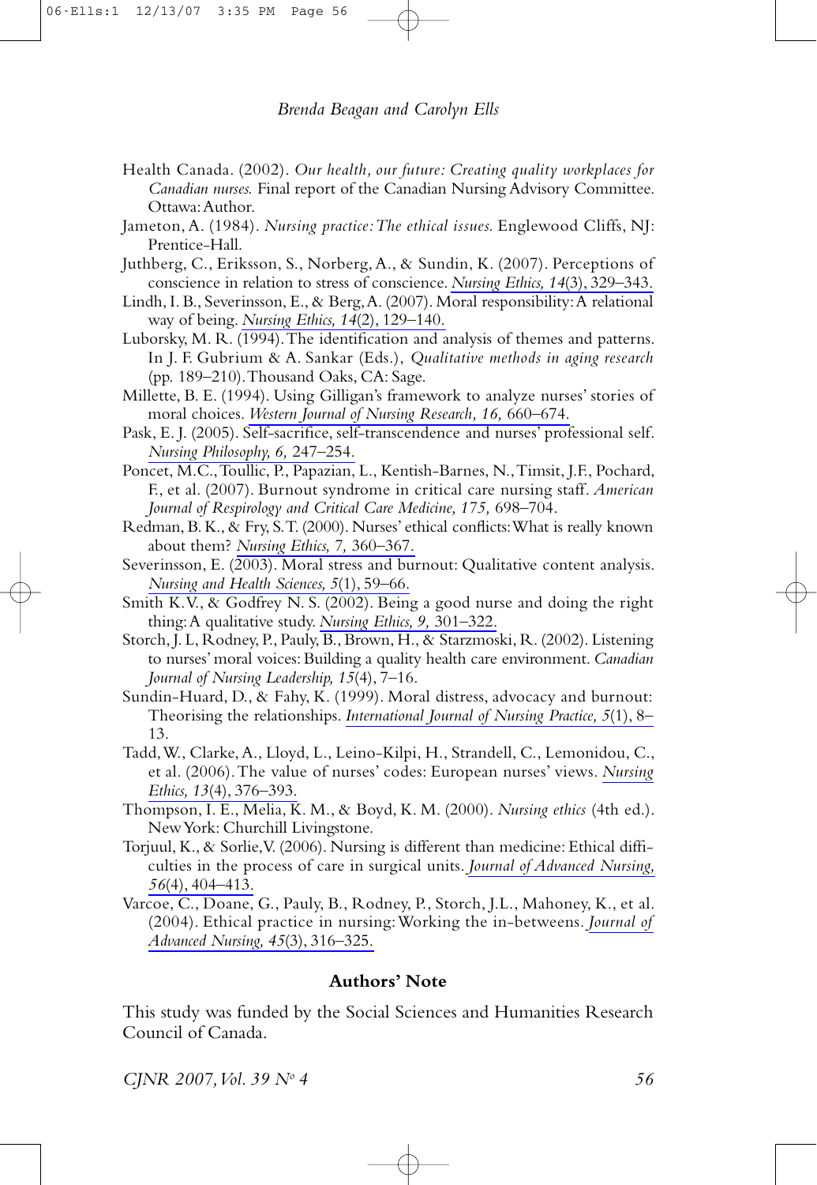Health Canada. (2002). *Our health, our future: Creating quality workplaces for Canadian nurses.* Final report of the Canadian Nursing Advisory Committee. Ottawa: Author.

Jameton, A. (1984). *Nursing practice: The ethical issues.* Englewood Cliffs, NJ: Prentice-Hall.

Juthberg, C., Eriksson, S., Norberg, A., & Sundin, K. (2007). Perceptions of conscience in relation to stress of conscience. *Nursing Ethics, 14*(3), 329–343.

Lindh, I. B., Severinsson, E., & Berg, A. (2007). Moral responsibility: A relational way of being. *Nursing Ethics, 14*(2), 129–140.

Luborsky, M. R. (1994). The identification and analysis of themes and patterns. In J. F. Gubrium & A. Sankar (Eds.), *Qualitative methods in aging research* (pp. 189–210). Thousand Oaks, CA: Sage.

Millette, B. E. (1994). Using Gilligan's framework to analyze nurses' stories of moral choices. *Western Journal of Nursing Research, 16,* 660–674.

Pask, E. J. (2005). Self-sacrifice, self-transcendence and nurses' professional self. *Nursing Philosophy, 6,* 247–254.

Poncet, M.C., Toullic, P., Papazian, L., Kentish-Barnes, N., Timsit, J.F., Pochard, F., et al. (2007). Burnout syndrome in critical care nursing staff. *American Journal of Respirology and Critical Care Medicine, 175,* 698–704.

Redman, B. K., & Fry, S.T. (2000). Nurses' ethical conflicts: What is really known about them? *Nursing Ethics, 7,* 360–367.

Severinsson, E. (2003). Moral stress and burnout: Qualitative content analysis. *Nursing and Health Sciences, 5*(1), 59–66.

Smith K.V., & Godfrey N. S. (2002). Being a good nurse and doing the right thing: A qualitative study. *Nursing Ethics, 9,* 301–322.

Storch, J. L, Rodney, P., Pauly, B., Brown, H., & Starzmoski, R. (2002). Listening to nurses' moral voices: Building a quality health care environment. *Canadian Journal of Nursing Leadership, 15*(4), 7–16.

Sundin-Huard, D., & Fahy, K. (1999). Moral distress, advocacy and burnout: Theorising the relationships. *International Journal of Nursing Practice, 5*(1), 8–13.

Tadd, W., Clarke, A., Lloyd, L., Leino-Kilpi, H., Strandell, C., Lemonidou, C., et al. (2006). The value of nurses' codes: European nurses' views. *Nursing Ethics, 13*(4), 376–393.

Thompson, I. E., Melia, K. M., & Boyd, K. M. (2000). *Nursing ethics* (4th ed.). New York: Churchill Livingstone.

Torjuul, K., & Sorlie, V. (2006). Nursing is different than medicine: Ethical difficulties in the process of care in surgical units. *Journal of Advanced Nursing, 56*(4), 404–413.

Varcoe, C., Doane, G., Pauly, B., Rodney, P., Storch, J.L., Mahoney, K., et al. (2004). Ethical practice in nursing: Working the in-betweens. *Journal of Advanced Nursing, 45*(3), 316–325.

## Authors' Note

This study was funded by the Social Sciences and Humanities Research Council of Canada.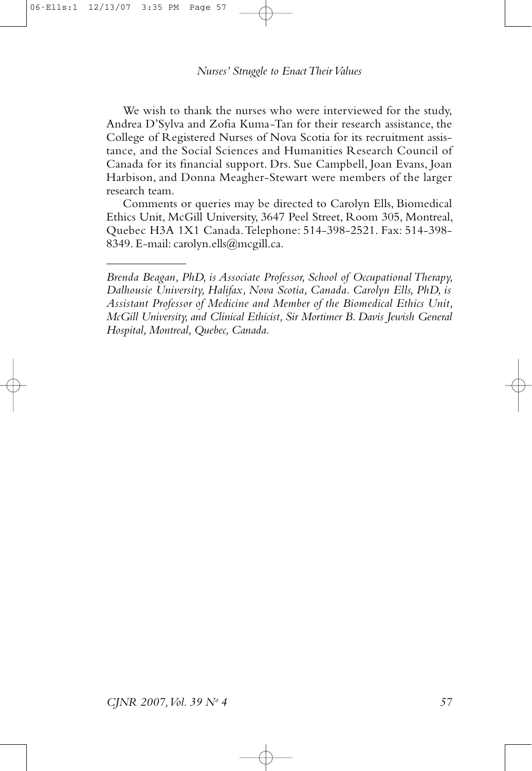We wish to thank the nurses who were interviewed for the study, Andrea D'Sylva and Zofia Kuma-Tan for their research assistance, the College of Registered Nurses of Nova Scotia for its recruitment assistance, and the Social Sciences and Humanities Research Council of Canada for its financial support. Drs. Sue Campbell, Joan Evans, Joan Harbison, and Donna Meagher-Stewart were members of the larger research team.

Comments or queries may be directed to Carolyn Ells, Biomedical Ethics Unit, McGill University, 3647 Peel Street, Room 305, Montreal, Quebec H3A 1X1 Canada. Telephone: 514-398-2521. Fax: 514-398-8349. E-mail: carolyn.ells@mcgill.ca.

---

*Brenda Beagan, PhD, is Associate Professor, School of Occupational Therapy, Dalhousie University, Halifax, Nova Scotia, Canada. Carolyn Ells, PhD, is Assistant Professor of Medicine and Member of the Biomedical Ethics Unit, McGill University, and Clinical Ethicist, Sir Mortimer B. Davis Jewish General Hospital, Montreal, Quebec, Canada.*